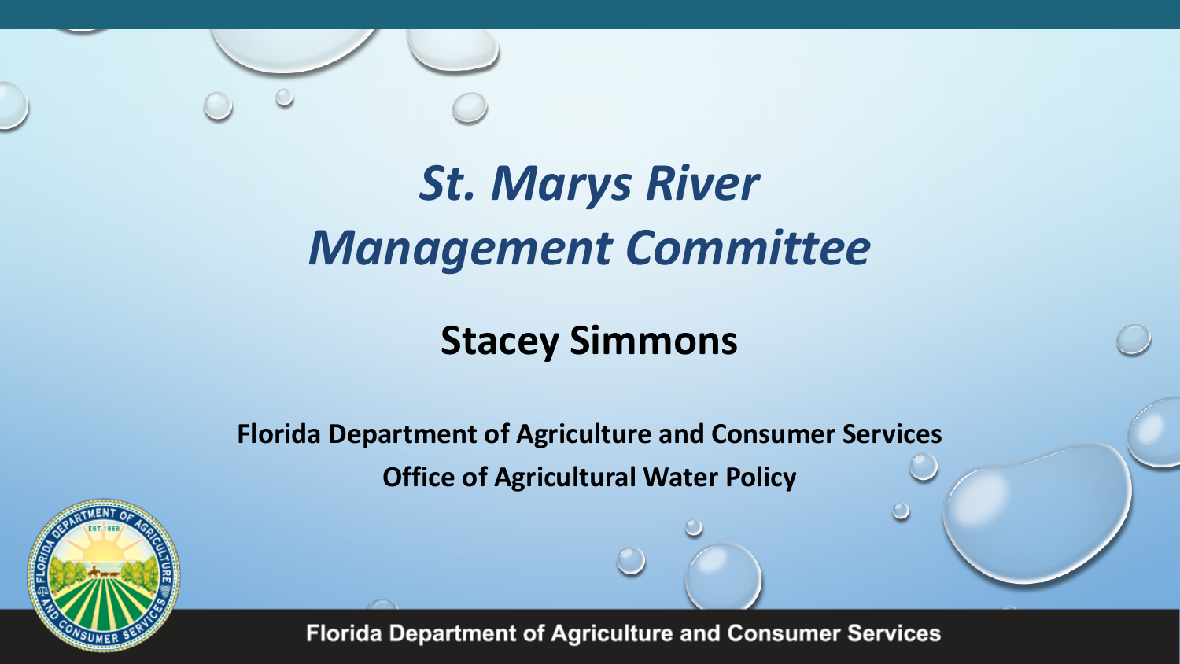# *St. Marys River Management Committee*

## Stacey Simmons

**Florida Department of Agriculture and Consumer Services**

**Office of Agricultural Water Policy**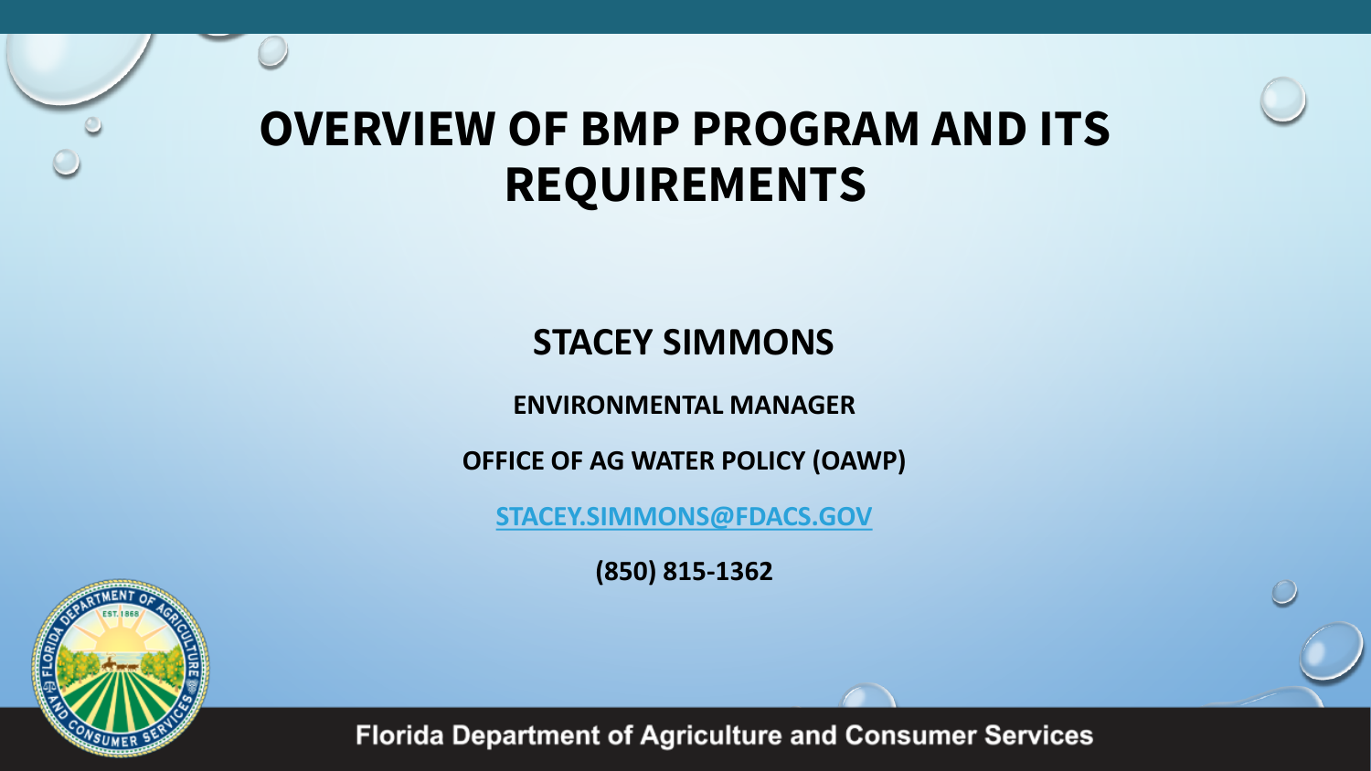# OVERVIEW OF BMP PROGRAM AND ITS REQUIREMENTS

**STACEY SIMMONS**

**ENVIRONMENTAL MANAGER**

**OFFICE OF AG WATER POLICY (OAWP)**

**STACEY.SIMMONS@FDACS.GOV**

**(850) 815-1362**

**Florida Department of Agriculture and Consumer Services**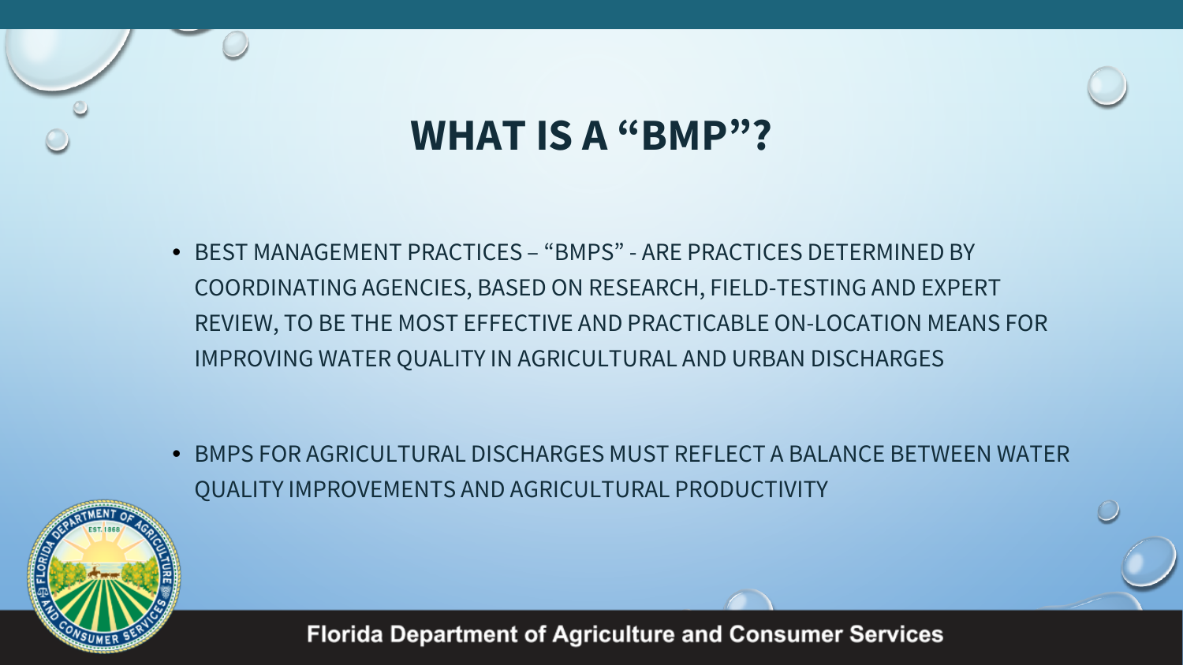# WHAT IS A "BMP"?

- BEST MANAGEMENT PRACTICES – "BMPS" - ARE PRACTICES DETERMINED BY COORDINATING AGENCIES, BASED ON RESEARCH, FIELD-TESTING AND EXPERT REVIEW, TO BE THE MOST EFFECTIVE AND PRACTICABLE ON-LOCATION MEANS FOR IMPROVING WATER QUALITY IN AGRICULTURAL AND URBAN DISCHARGES

- BMPS FOR AGRICULTURAL DISCHARGES MUST REFLECT A BALANCE BETWEEN WATER QUALITY IMPROVEMENTS AND AGRICULTURAL PRODUCTIVITY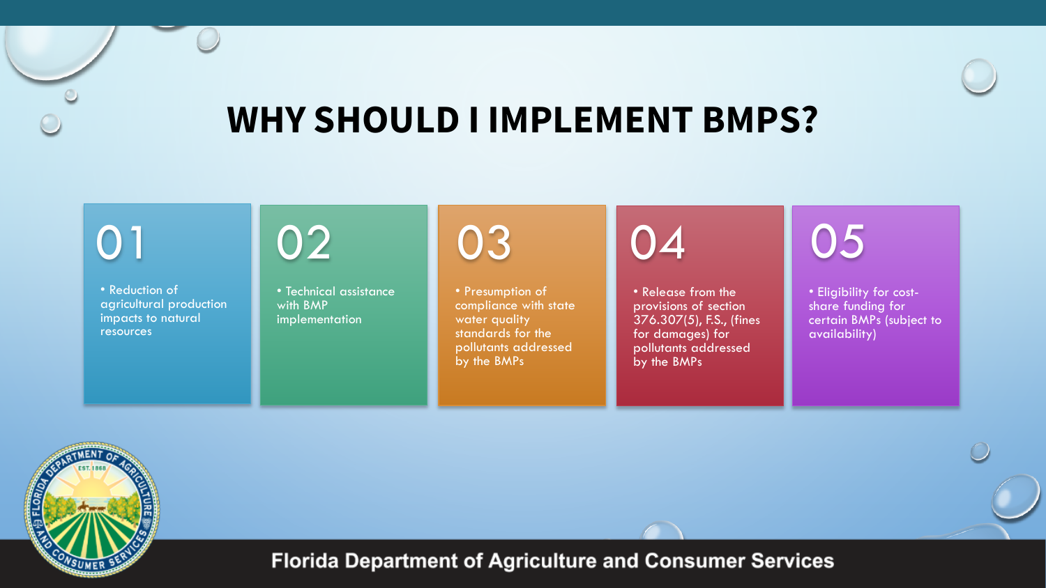# WHY SHOULD I IMPLEMENT BMPS?

## 01

- Reduction of agricultural production impacts to natural resources

## 02

- Technical assistance with BMP implementation

## 03

- Presumption of compliance with state water quality standards for the pollutants addressed by the BMPs

## 04

- Release from the provisions of section 376.307(5), F.S., (fines for damages) for pollutants addressed by the BMPs

## 05

- Eligibility for cost-share funding for certain BMPs (subject to availability)

Florida Department of Agriculture and Consumer Services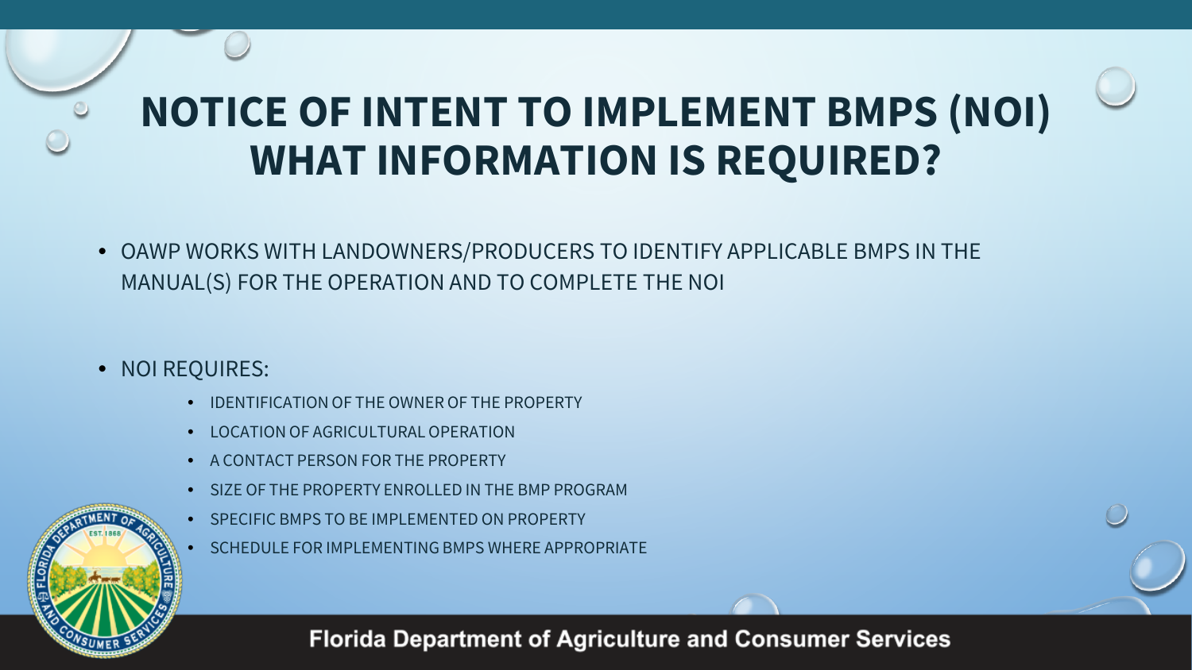# NOTICE OF INTENT TO IMPLEMENT BMPS (NOI) WHAT INFORMATION IS REQUIRED?

- OAWP WORKS WITH LANDOWNERS/PRODUCERS TO IDENTIFY APPLICABLE BMPS IN THE MANUAL(S) FOR THE OPERATION AND TO COMPLETE THE NOI

- NOI REQUIRES:
  - IDENTIFICATION OF THE OWNER OF THE PROPERTY
  - LOCATION OF AGRICULTURAL OPERATION
  - A CONTACT PERSON FOR THE PROPERTY
  - SIZE OF THE PROPERTY ENROLLED IN THE BMP PROGRAM
  - SPECIFIC BMPS TO BE IMPLEMENTED ON PROPERTY
  - SCHEDULE FOR IMPLEMENTING BMPS WHERE APPROPRIATE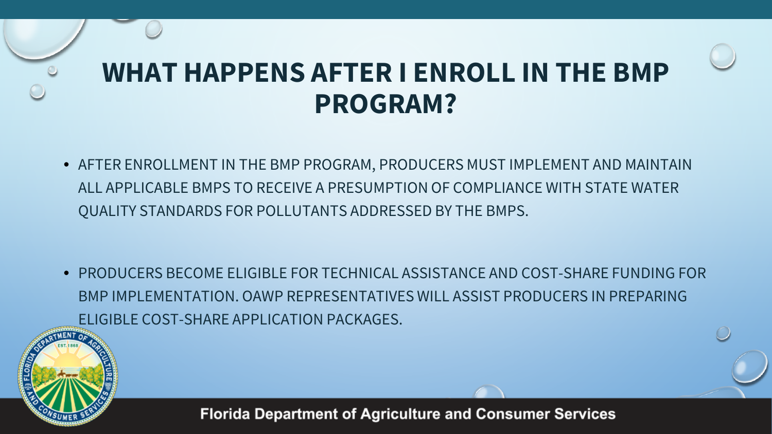# WHAT HAPPENS AFTER I ENROLL IN THE BMP PROGRAM?

- AFTER ENROLLMENT IN THE BMP PROGRAM, PRODUCERS MUST IMPLEMENT AND MAINTAIN ALL APPLICABLE BMPS TO RECEIVE A PRESUMPTION OF COMPLIANCE WITH STATE WATER QUALITY STANDARDS FOR POLLUTANTS ADDRESSED BY THE BMPS.

- PRODUCERS BECOME ELIGIBLE FOR TECHNICAL ASSISTANCE AND COST-SHARE FUNDING FOR BMP IMPLEMENTATION. OAWP REPRESENTATIVES WILL ASSIST PRODUCERS IN PREPARING ELIGIBLE COST-SHARE APPLICATION PACKAGES.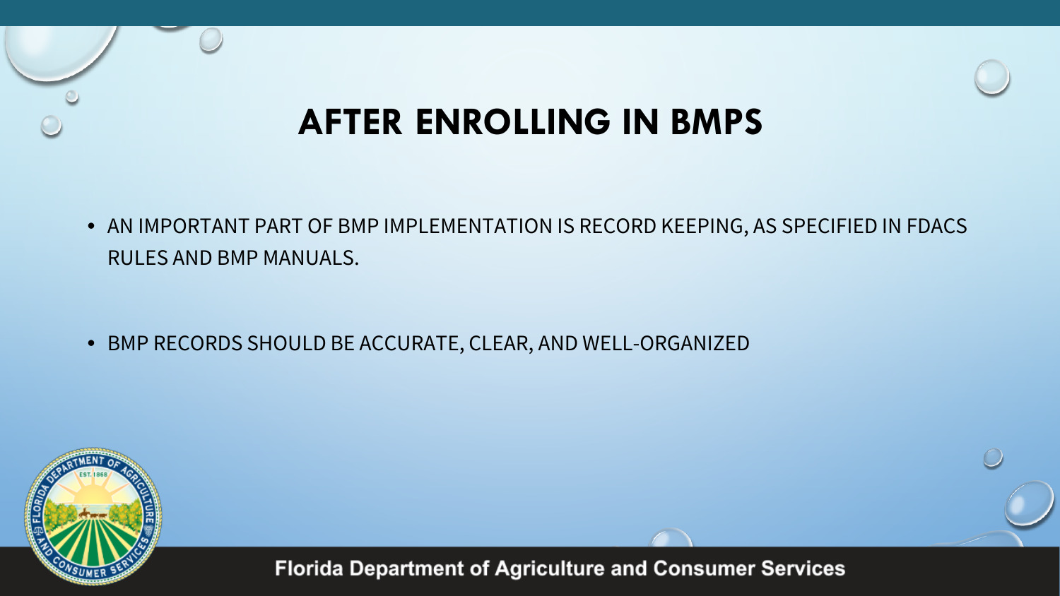# AFTER ENROLLING IN BMPS

- AN IMPORTANT PART OF BMP IMPLEMENTATION IS RECORD KEEPING, AS SPECIFIED IN FDACS RULES AND BMP MANUALS.

- BMP RECORDS SHOULD BE ACCURATE, CLEAR, AND WELL-ORGANIZED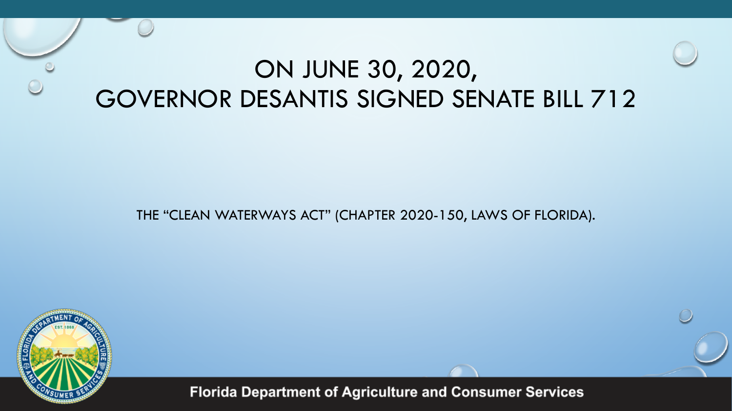# ON JUNE 30, 2020, GOVERNOR DESANTIS SIGNED SENATE BILL 712

THE "CLEAN WATERWAYS ACT" (CHAPTER 2020-150, LAWS OF FLORIDA).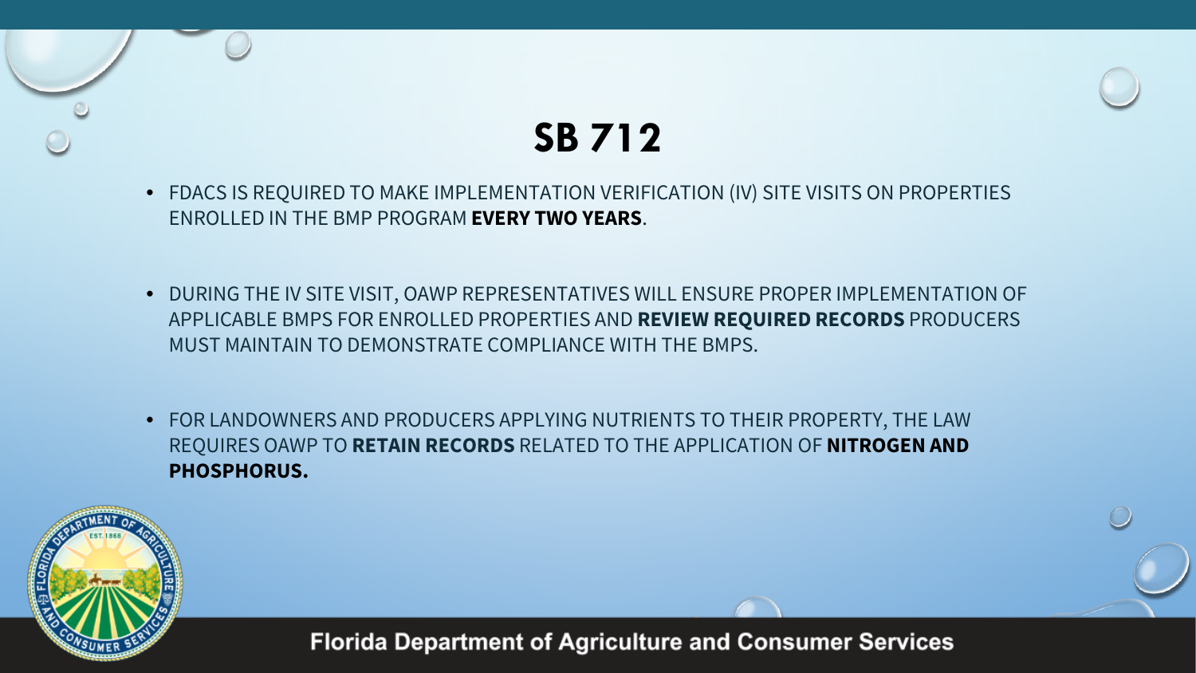# SB 712

- FDACS IS REQUIRED TO MAKE IMPLEMENTATION VERIFICATION (IV) SITE VISITS ON PROPERTIES ENROLLED IN THE BMP PROGRAM **EVERY TWO YEARS**.

- DURING THE IV SITE VISIT, OAWP REPRESENTATIVES WILL ENSURE PROPER IMPLEMENTATION OF APPLICABLE BMPS FOR ENROLLED PROPERTIES AND **REVIEW REQUIRED RECORDS** PRODUCERS MUST MAINTAIN TO DEMONSTRATE COMPLIANCE WITH THE BMPS.

- FOR LANDOWNERS AND PRODUCERS APPLYING NUTRIENTS TO THEIR PROPERTY, THE LAW REQUIRES OAWP TO **RETAIN RECORDS** RELATED TO THE APPLICATION OF **NITROGEN AND PHOSPHORUS.**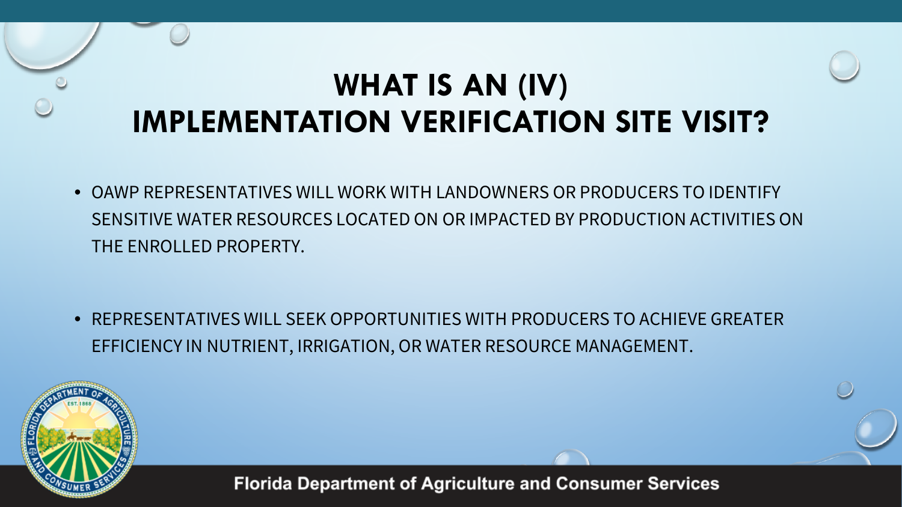# WHAT IS AN (IV) IMPLEMENTATION VERIFICATION SITE VISIT?

- OAWP REPRESENTATIVES WILL WORK WITH LANDOWNERS OR PRODUCERS TO IDENTIFY SENSITIVE WATER RESOURCES LOCATED ON OR IMPACTED BY PRODUCTION ACTIVITIES ON THE ENROLLED PROPERTY.

- REPRESENTATIVES WILL SEEK OPPORTUNITIES WITH PRODUCERS TO ACHIEVE GREATER EFFICIENCY IN NUTRIENT, IRRIGATION, OR WATER RESOURCE MANAGEMENT.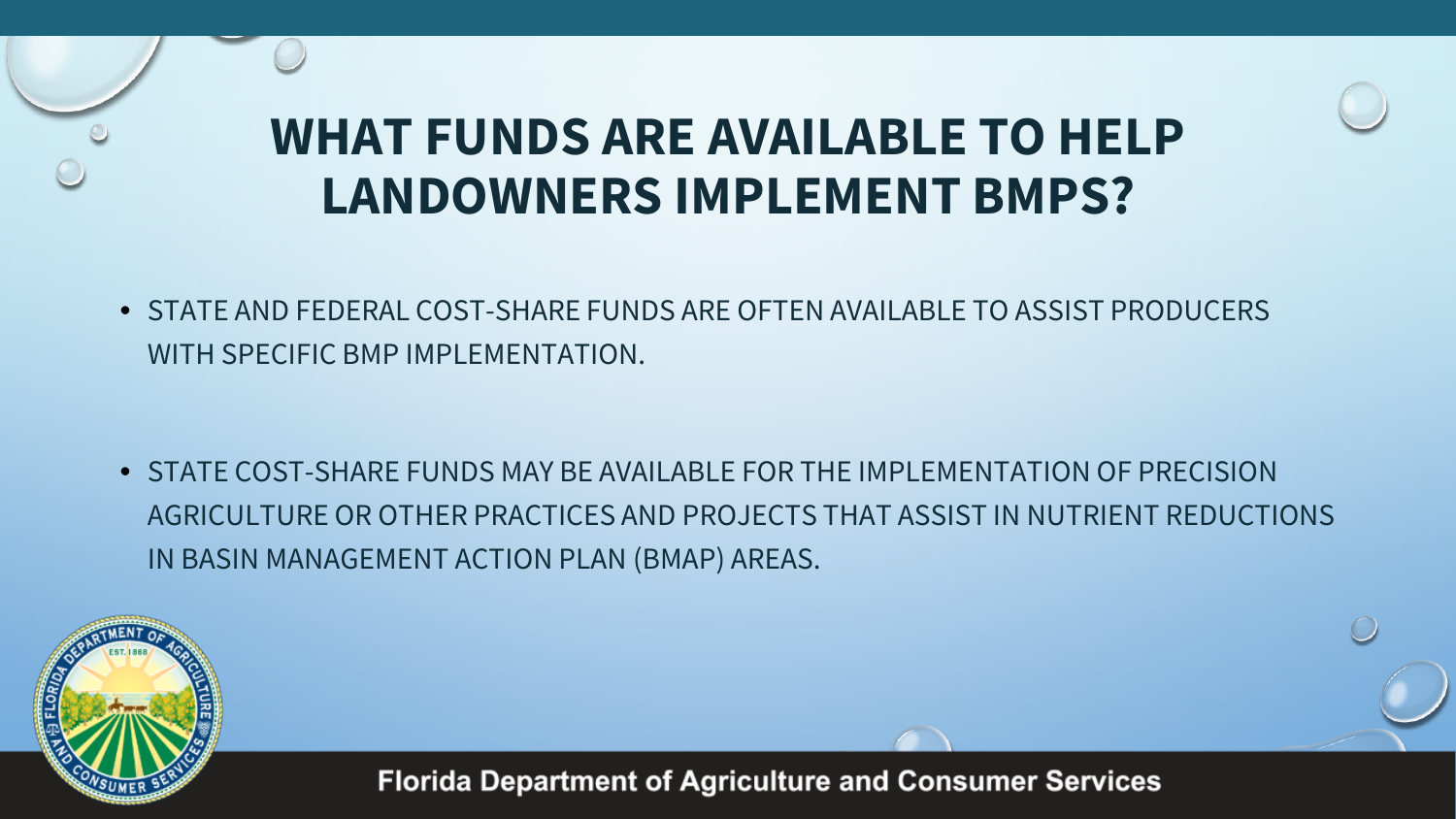# WHAT FUNDS ARE AVAILABLE TO HELP LANDOWNERS IMPLEMENT BMPS?

- STATE AND FEDERAL COST-SHARE FUNDS ARE OFTEN AVAILABLE TO ASSIST PRODUCERS WITH SPECIFIC BMP IMPLEMENTATION.

- STATE COST-SHARE FUNDS MAY BE AVAILABLE FOR THE IMPLEMENTATION OF PRECISION AGRICULTURE OR OTHER PRACTICES AND PROJECTS THAT ASSIST IN NUTRIENT REDUCTIONS IN BASIN MANAGEMENT ACTION PLAN (BMAP) AREAS.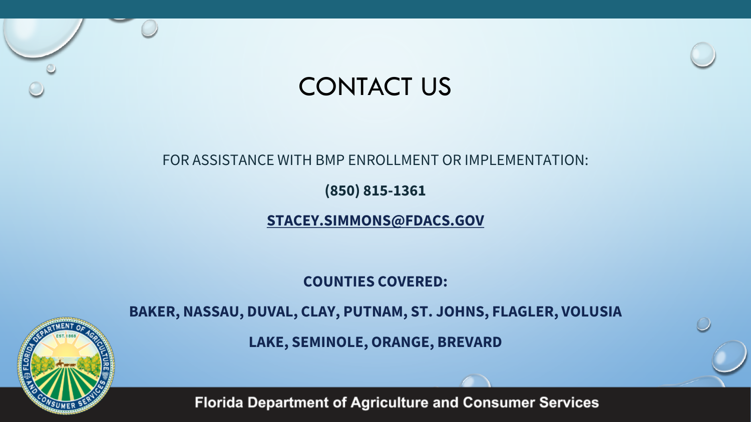# CONTACT US

FOR ASSISTANCE WITH BMP ENROLLMENT OR IMPLEMENTATION:

**(850) 815-1361**

**STACEY.SIMMONS@FDACS.GOV**

**COUNTIES COVERED:**

**BAKER, NASSAU, DUVAL, CLAY, PUTNAM, ST. JOHNS, FLAGLER, VOLUSIA**

**LAKE, SEMINOLE, ORANGE, BREVARD**

Florida Department of Agriculture and Consumer Services